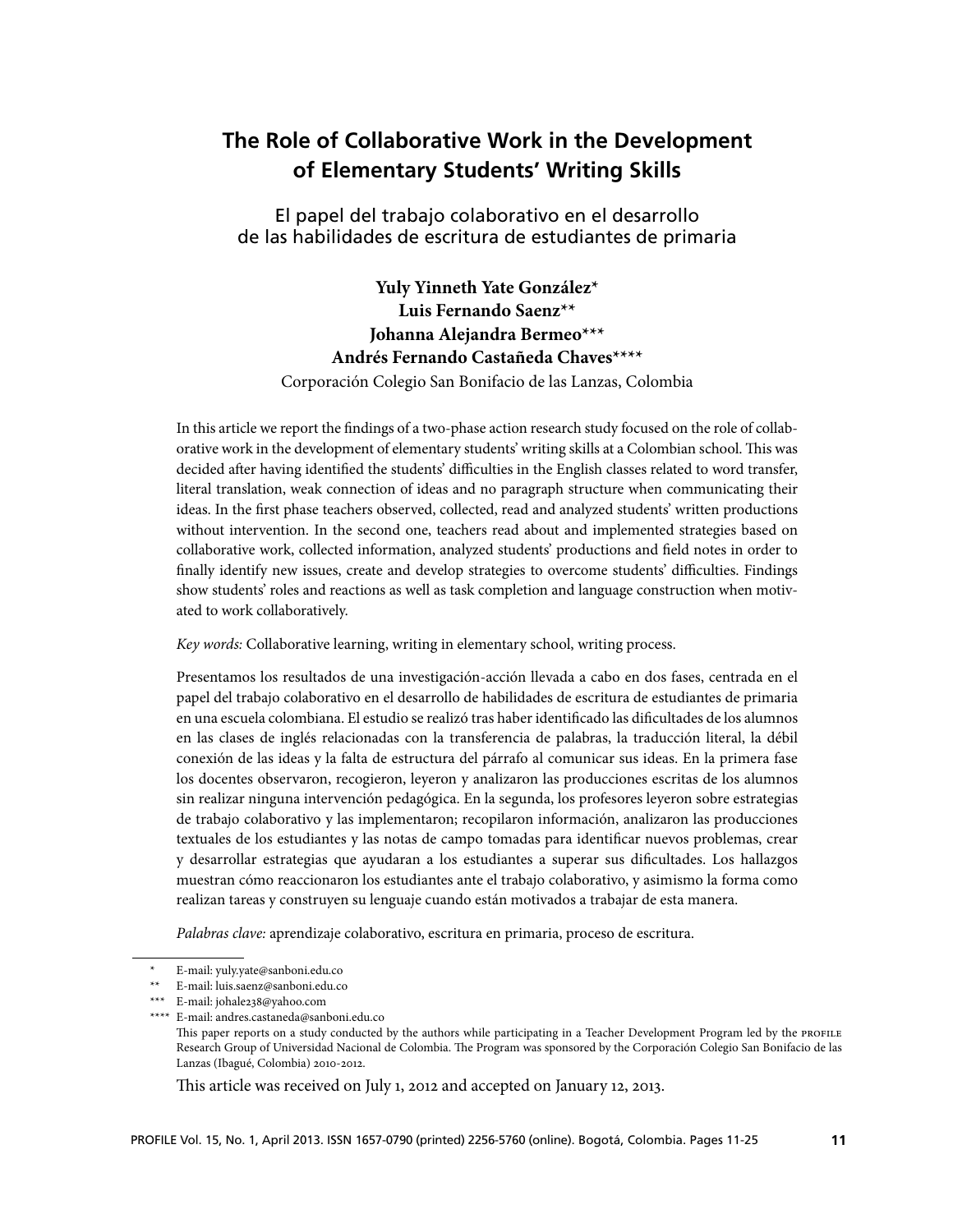# The Role of Collaborative Work in the Development of Elementary Students' Writing Skills

## El papel del trabajo colaborativo en el desarrollo de las habilidades de escritura de estudiantes de primaria

**Yuly Yinneth Yate González***
**Luis Fernando Saenz****
**Johanna Alejandra Bermeo*****
**Andrés Fernando Castañeda Chaves******

Corporación Colegio San Bonifacio de las Lanzas, Colombia

In this article we report the findings of a two-phase action research study focused on the role of collaborative work in the development of elementary students' writing skills at a Colombian school. This was decided after having identified the students' difficulties in the English classes related to word transfer, literal translation, weak connection of ideas and no paragraph structure when communicating their ideas. In the first phase teachers observed, collected, read and analyzed students' written productions without intervention. In the second one, teachers read about and implemented strategies based on collaborative work, collected information, analyzed students' productions and field notes in order to finally identify new issues, create and develop strategies to overcome students' difficulties. Findings show students' roles and reactions as well as task completion and language construction when motivated to work collaboratively.

*Key words:* Collaborative learning, writing in elementary school, writing process.

Presentamos los resultados de una investigación-acción llevada a cabo en dos fases, centrada en el papel del trabajo colaborativo en el desarrollo de habilidades de escritura de estudiantes de primaria en una escuela colombiana. El estudio se realizó tras haber identificado las dificultades de los alumnos en las clases de inglés relacionadas con la transferencia de palabras, la traducción literal, la débil conexión de las ideas y la falta de estructura del párrafo al comunicar sus ideas. En la primera fase los docentes observaron, recogieron, leyeron y analizaron las producciones escritas de los alumnos sin realizar ninguna intervención pedagógica. En la segunda, los profesores leyeron sobre estrategias de trabajo colaborativo y las implementaron; recopilaron información, analizaron las producciones textuales de los estudiantes y las notas de campo tomadas para identificar nuevos problemas, crear y desarrollar estrategias que ayudaran a los estudiantes a superar sus dificultades. Los hallazgos muestran cómo reaccionaron los estudiantes ante el trabajo colaborativo, y asimismo la forma como realizan tareas y construyen su lenguaje cuando están motivados a trabajar de esta manera.

*Palabras clave:* aprendizaje colaborativo, escritura en primaria, proceso de escritura.

---

\* E-mail: yuly.yate@sanboni.edu.co

\** E-mail: luis.saenz@sanboni.edu.co

\*** E-mail: johale238@yahoo.com

\**** E-mail: andres.castaneda@sanboni.edu.co

This paper reports on a study conducted by the authors while participating in a Teacher Development Program led by the PROFILE Research Group of Universidad Nacional de Colombia. The Program was sponsored by the Corporación Colegio San Bonifacio de las Lanzas (Ibagué, Colombia) 2010-2012.

This article was received on July 1, 2012 and accepted on January 12, 2013.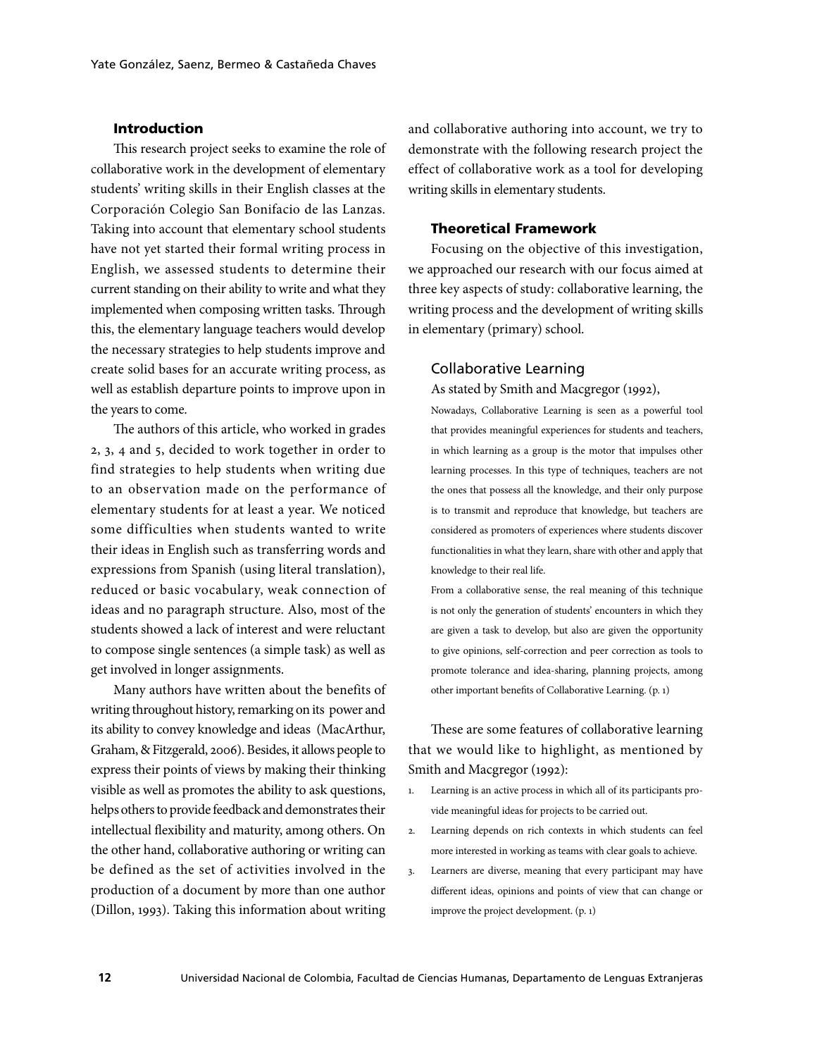## Introduction

This research project seeks to examine the role of collaborative work in the development of elementary students' writing skills in their English classes at the Corporación Colegio San Bonifacio de las Lanzas. Taking into account that elementary school students have not yet started their formal writing process in English, we assessed students to determine their current standing on their ability to write and what they implemented when composing written tasks. Through this, the elementary language teachers would develop the necessary strategies to help students improve and create solid bases for an accurate writing process, as well as establish departure points to improve upon in the years to come.

The authors of this article, who worked in grades 2, 3, 4 and 5, decided to work together in order to find strategies to help students when writing due to an observation made on the performance of elementary students for at least a year. We noticed some difficulties when students wanted to write their ideas in English such as transferring words and expressions from Spanish (using literal translation), reduced or basic vocabulary, weak connection of ideas and no paragraph structure. Also, most of the students showed a lack of interest and were reluctant to compose single sentences (a simple task) as well as get involved in longer assignments.

Many authors have written about the benefits of writing throughout history, remarking on its power and its ability to convey knowledge and ideas (MacArthur, Graham, & Fitzgerald, 2006). Besides, it allows people to express their points of views by making their thinking visible as well as promotes the ability to ask questions, helps others to provide feedback and demonstrates their intellectual flexibility and maturity, among others. On the other hand, collaborative authoring or writing can be defined as the set of activities involved in the production of a document by more than one author (Dillon, 1993). Taking this information about writing and collaborative authoring into account, we try to demonstrate with the following research project the effect of collaborative work as a tool for developing writing skills in elementary students.

## Theoretical Framework

Focusing on the objective of this investigation, we approached our research with our focus aimed at three key aspects of study: collaborative learning, the writing process and the development of writing skills in elementary (primary) school.

### Collaborative Learning

As stated by Smith and Macgregor (1992),

> Nowadays, Collaborative Learning is seen as a powerful tool that provides meaningful experiences for students and teachers, in which learning as a group is the motor that impulses other learning processes. In this type of techniques, teachers are not the ones that possess all the knowledge, and their only purpose is to transmit and reproduce that knowledge, but teachers are considered as promoters of experiences where students discover functionalities in what they learn, share with other and apply that knowledge to their real life.
>
> From a collaborative sense, the real meaning of this technique is not only the generation of students' encounters in which they are given a task to develop, but also are given the opportunity to give opinions, self-correction and peer correction as tools to promote tolerance and idea-sharing, planning projects, among other important benefits of Collaborative Learning. (p. 1)

These are some features of collaborative learning that we would like to highlight, as mentioned by Smith and Macgregor (1992):

1. Learning is an active process in which all of its participants provide meaningful ideas for projects to be carried out.
2. Learning depends on rich contexts in which students can feel more interested in working as teams with clear goals to achieve.
3. Learners are diverse, meaning that every participant may have different ideas, opinions and points of view that can change or improve the project development. (p. 1)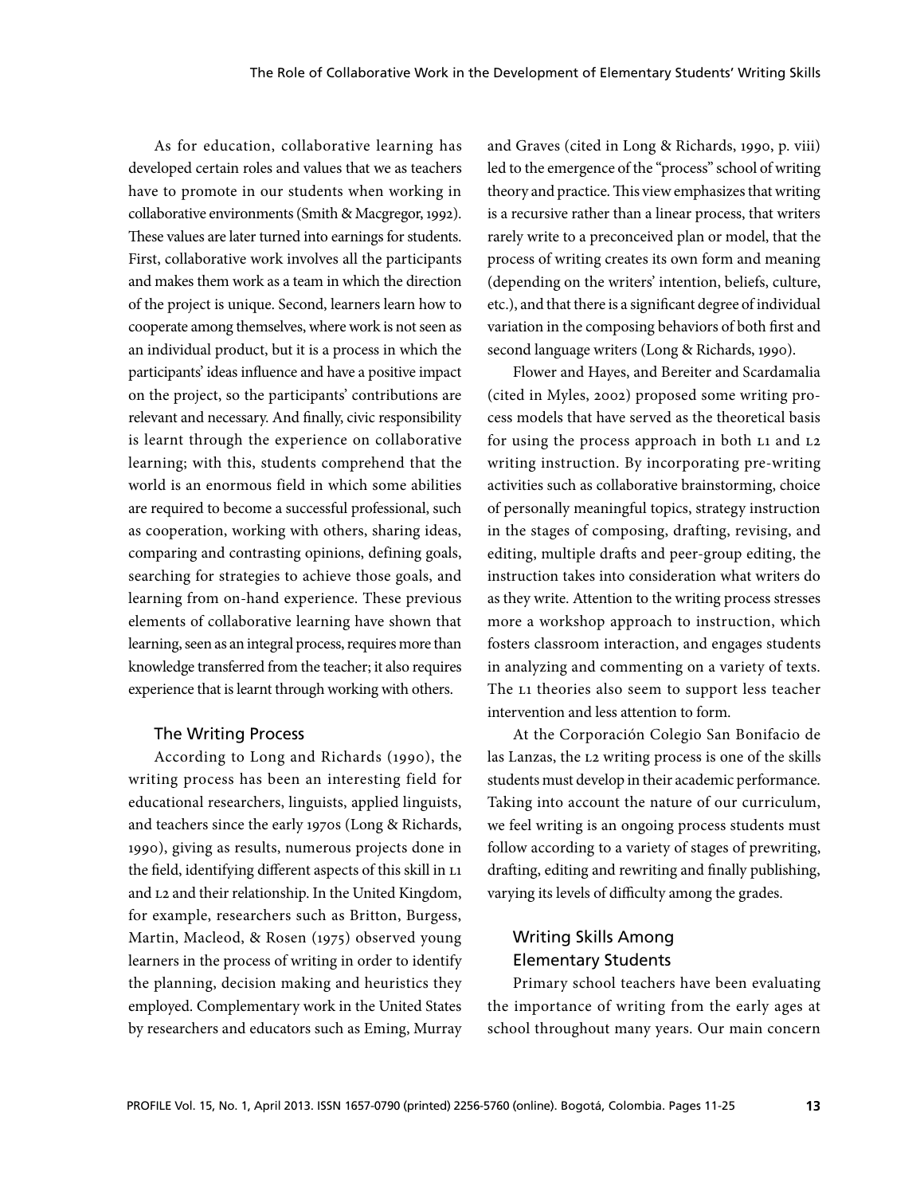As for education, collaborative learning has developed certain roles and values that we as teachers have to promote in our students when working in collaborative environments (Smith & Macgregor, 1992). These values are later turned into earnings for students. First, collaborative work involves all the participants and makes them work as a team in which the direction of the project is unique. Second, learners learn how to cooperate among themselves, where work is not seen as an individual product, but it is a process in which the participants' ideas influence and have a positive impact on the project, so the participants' contributions are relevant and necessary. And finally, civic responsibility is learnt through the experience on collaborative learning; with this, students comprehend that the world is an enormous field in which some abilities are required to become a successful professional, such as cooperation, working with others, sharing ideas, comparing and contrasting opinions, defining goals, searching for strategies to achieve those goals, and learning from on-hand experience. These previous elements of collaborative learning have shown that learning, seen as an integral process, requires more than knowledge transferred from the teacher; it also requires experience that is learnt through working with others.

## The Writing Process

According to Long and Richards (1990), the writing process has been an interesting field for educational researchers, linguists, applied linguists, and teachers since the early 1970s (Long & Richards, 1990), giving as results, numerous projects done in the field, identifying different aspects of this skill in L1 and L2 and their relationship. In the United Kingdom, for example, researchers such as Britton, Burgess, Martin, Macleod, & Rosen (1975) observed young learners in the process of writing in order to identify the planning, decision making and heuristics they employed. Complementary work in the United States by researchers and educators such as Eming, Murray and Graves (cited in Long & Richards, 1990, p. viii) led to the emergence of the "process" school of writing theory and practice. This view emphasizes that writing is a recursive rather than a linear process, that writers rarely write to a preconceived plan or model, that the process of writing creates its own form and meaning (depending on the writers' intention, beliefs, culture, etc.), and that there is a significant degree of individual variation in the composing behaviors of both first and second language writers (Long & Richards, 1990).

Flower and Hayes, and Bereiter and Scardamalia (cited in Myles, 2002) proposed some writing process models that have served as the theoretical basis for using the process approach in both L1 and L2 writing instruction. By incorporating pre-writing activities such as collaborative brainstorming, choice of personally meaningful topics, strategy instruction in the stages of composing, drafting, revising, and editing, multiple drafts and peer-group editing, the instruction takes into consideration what writers do as they write. Attention to the writing process stresses more a workshop approach to instruction, which fosters classroom interaction, and engages students in analyzing and commenting on a variety of texts. The L1 theories also seem to support less teacher intervention and less attention to form.

At the Corporación Colegio San Bonifacio de las Lanzas, the L2 writing process is one of the skills students must develop in their academic performance. Taking into account the nature of our curriculum, we feel writing is an ongoing process students must follow according to a variety of stages of prewriting, drafting, editing and rewriting and finally publishing, varying its levels of difficulty among the grades.

## Writing Skills Among Elementary Students

Primary school teachers have been evaluating the importance of writing from the early ages at school throughout many years. Our main concern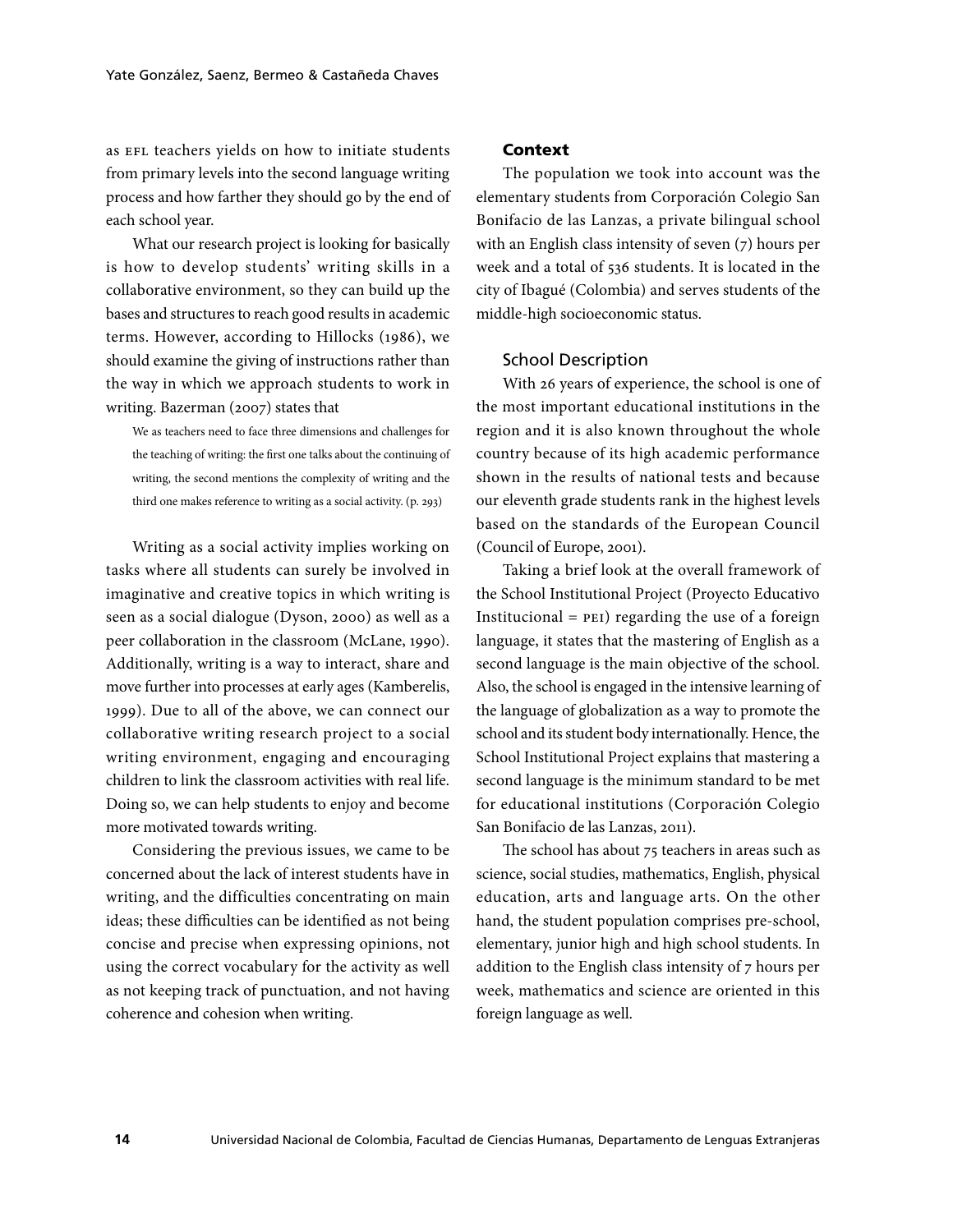as EFL teachers yields on how to initiate students from primary levels into the second language writing process and how farther they should go by the end of each school year.

What our research project is looking for basically is how to develop students' writing skills in a collaborative environment, so they can build up the bases and structures to reach good results in academic terms. However, according to Hillocks (1986), we should examine the giving of instructions rather than the way in which we approach students to work in writing. Bazerman (2007) states that

> We as teachers need to face three dimensions and challenges for the teaching of writing: the first one talks about the continuing of writing, the second mentions the complexity of writing and the third one makes reference to writing as a social activity. (p. 293)

Writing as a social activity implies working on tasks where all students can surely be involved in imaginative and creative topics in which writing is seen as a social dialogue (Dyson, 2000) as well as a peer collaboration in the classroom (McLane, 1990). Additionally, writing is a way to interact, share and move further into processes at early ages (Kamberelis, 1999). Due to all of the above, we can connect our collaborative writing research project to a social writing environment, engaging and encouraging children to link the classroom activities with real life. Doing so, we can help students to enjoy and become more motivated towards writing.

Considering the previous issues, we came to be concerned about the lack of interest students have in writing, and the difficulties concentrating on main ideas; these difficulties can be identified as not being concise and precise when expressing opinions, not using the correct vocabulary for the activity as well as not keeping track of punctuation, and not having coherence and cohesion when writing.

## Context

The population we took into account was the elementary students from Corporación Colegio San Bonifacio de las Lanzas, a private bilingual school with an English class intensity of seven (7) hours per week and a total of 536 students. It is located in the city of Ibagué (Colombia) and serves students of the middle-high socioeconomic status.

### School Description

With 26 years of experience, the school is one of the most important educational institutions in the region and it is also known throughout the whole country because of its high academic performance shown in the results of national tests and because our eleventh grade students rank in the highest levels based on the standards of the European Council (Council of Europe, 2001).

Taking a brief look at the overall framework of the School Institutional Project (Proyecto Educativo Institucional = PEI) regarding the use of a foreign language, it states that the mastering of English as a second language is the main objective of the school. Also, the school is engaged in the intensive learning of the language of globalization as a way to promote the school and its student body internationally. Hence, the School Institutional Project explains that mastering a second language is the minimum standard to be met for educational institutions (Corporación Colegio San Bonifacio de las Lanzas, 2011).

The school has about 75 teachers in areas such as science, social studies, mathematics, English, physical education, arts and language arts. On the other hand, the student population comprises pre-school, elementary, junior high and high school students. In addition to the English class intensity of 7 hours per week, mathematics and science are oriented in this foreign language as well.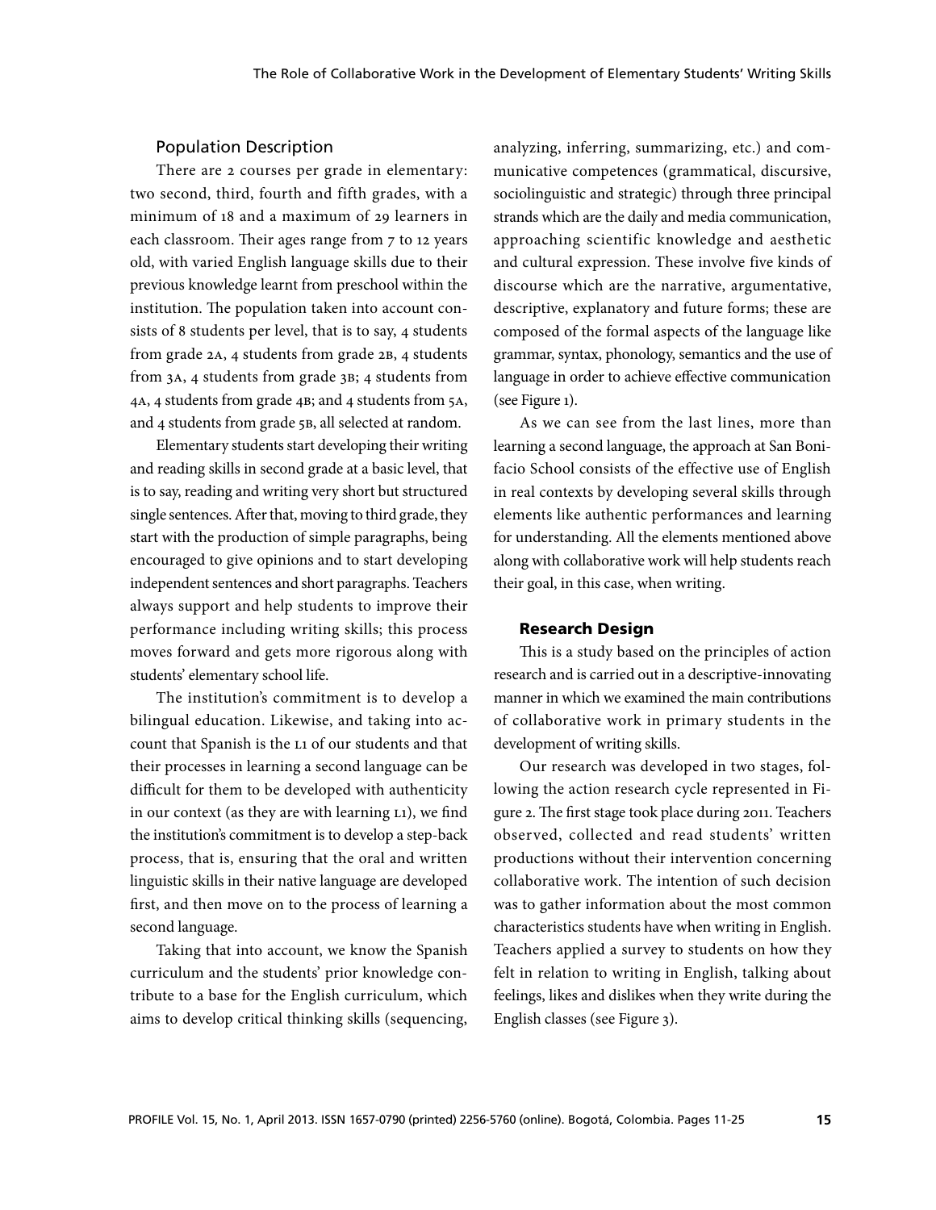### Population Description

There are 2 courses per grade in elementary: two second, third, fourth and fifth grades, with a minimum of 18 and a maximum of 29 learners in each classroom. Their ages range from 7 to 12 years old, with varied English language skills due to their previous knowledge learnt from preschool within the institution. The population taken into account consists of 8 students per level, that is to say, 4 students from grade 2A, 4 students from grade 2B, 4 students from 3A, 4 students from grade 3B; 4 students from 4A, 4 students from grade 4B; and 4 students from 5A, and 4 students from grade 5B, all selected at random.

Elementary students start developing their writing and reading skills in second grade at a basic level, that is to say, reading and writing very short but structured single sentences. After that, moving to third grade, they start with the production of simple paragraphs, being encouraged to give opinions and to start developing independent sentences and short paragraphs. Teachers always support and help students to improve their performance including writing skills; this process moves forward and gets more rigorous along with students' elementary school life.

The institution's commitment is to develop a bilingual education. Likewise, and taking into account that Spanish is the L1 of our students and that their processes in learning a second language can be difficult for them to be developed with authenticity in our context (as they are with learning L1), we find the institution's commitment is to develop a step-back process, that is, ensuring that the oral and written linguistic skills in their native language are developed first, and then move on to the process of learning a second language.

Taking that into account, we know the Spanish curriculum and the students' prior knowledge contribute to a base for the English curriculum, which aims to develop critical thinking skills (sequencing, analyzing, inferring, summarizing, etc.) and communicative competences (grammatical, discursive, sociolinguistic and strategic) through three principal strands which are the daily and media communication, approaching scientific knowledge and aesthetic and cultural expression. These involve five kinds of discourse which are the narrative, argumentative, descriptive, explanatory and future forms; these are composed of the formal aspects of the language like grammar, syntax, phonology, semantics and the use of language in order to achieve effective communication (see Figure 1).

As we can see from the last lines, more than learning a second language, the approach at San Bonifacio School consists of the effective use of English in real contexts by developing several skills through elements like authentic performances and learning for understanding. All the elements mentioned above along with collaborative work will help students reach their goal, in this case, when writing.

## Research Design

This is a study based on the principles of action research and is carried out in a descriptive-innovating manner in which we examined the main contributions of collaborative work in primary students in the development of writing skills.

Our research was developed in two stages, following the action research cycle represented in Figure 2. The first stage took place during 2011. Teachers observed, collected and read students' written productions without their intervention concerning collaborative work. The intention of such decision was to gather information about the most common characteristics students have when writing in English. Teachers applied a survey to students on how they felt in relation to writing in English, talking about feelings, likes and dislikes when they write during the English classes (see Figure 3).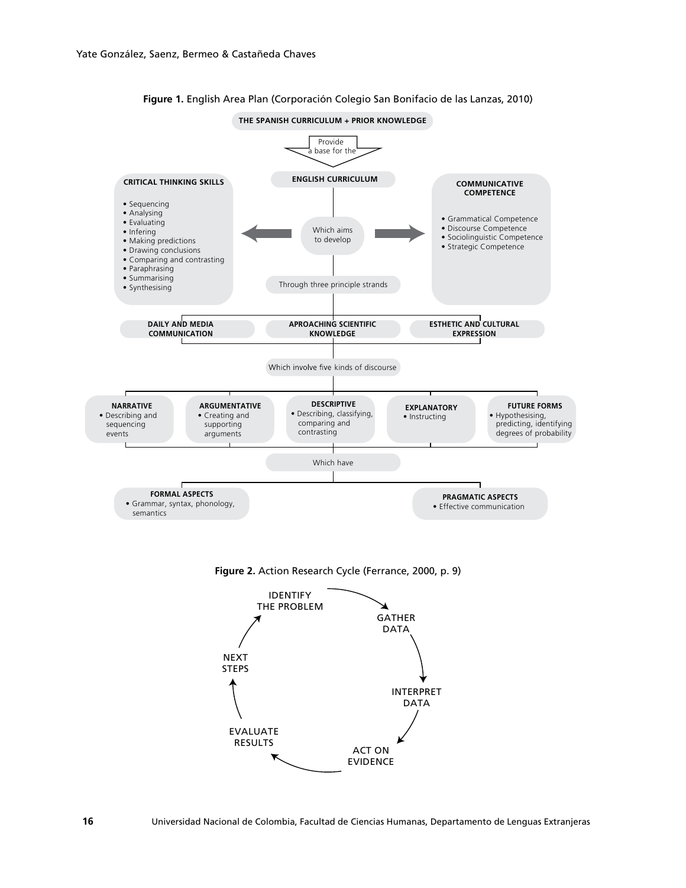**Figure 1.** English Area Plan (Corporación Colegio San Bonifacio de las Lanzas, 2010)

**THE SPANISH CURRICULUM + PRIOR KNOWLEDGE**

Provide a base for the

**ENGLISH CURRICULUM**

Which aims to develop

**CRITICAL THINKING SKILLS**

- Sequencing
- Analysing
- Evaluating
- Infering
- Making predictions
- Drawing conclusions
- Comparing and contrasting
- Paraphrasing
- Summarising
- Synthesising

**COMMUNICATIVE COMPETENCE**

- Grammatical Competence
- Discourse Competence
- Sociolinguistic Competence
- Strategic Competence

Through three principle strands

**DAILY AND MEDIA COMMUNICATION**

**APROACHING SCIENTIFIC KNOWLEDGE**

**ESTHETIC AND CULTURAL EXPRESSION**

Which involve five kinds of discourse

**NARRATIVE**
- Describing and sequencing events

**ARGUMENTATIVE**
- Creating and supporting arguments

**DESCRIPTIVE**
- Describing, classifying, comparing and contrasting

**EXPLANATORY**
- Instructing

**FUTURE FORMS**
- Hypothesising, predicting, identifying degrees of probability

Which have

**FORMAL ASPECTS**
- Grammar, syntax, phonology, semantics

**PRAGMATIC ASPECTS**
- Effective communication

**Figure 2.** Action Research Cycle (Ferrance, 2000, p. 9)

IDENTIFY THE PROBLEM → GATHER DATA → INTERPRET DATA → ACT ON EVIDENCE → EVALUATE RESULTS → NEXT STEPS → IDENTIFY THE PROBLEM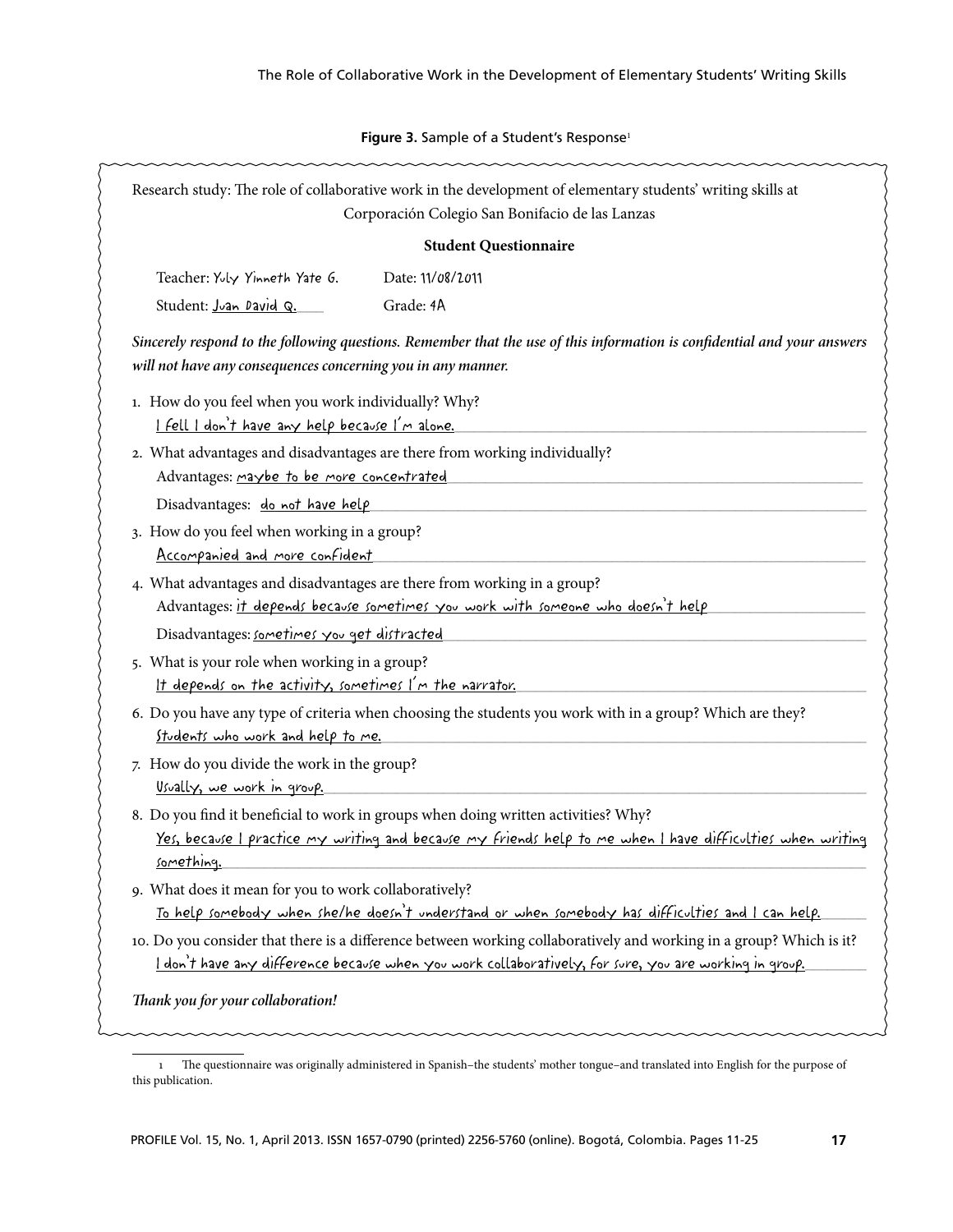**Figure 3.** Sample of a Student's Response[1]

Research study: The role of collaborative work in the development of elementary students' writing skills at Corporación Colegio San Bonifacio de las Lanzas

**Student Questionnaire**

Teacher: Yuly Yinneth Yate G. Date: 11/08/2011

Student: Juan David Q. Grade: 4A

***Sincerely respond to the following questions. Remember that the use of this information is confidential and your answers will not have any consequences concerning you in any manner.***

1. How do you feel when you work individually? Why?
   I fell I don't have any help because I'm alone.
2. What advantages and disadvantages are there from working individually?
   Advantages: maybe to be more concentrated
   Disadvantages: do not have help
3. How do you feel when working in a group?
   Accompanied and more confident
4. What advantages and disadvantages are there from working in a group?
   Advantages: it depends because sometimes you work with someone who doesn't help
   Disadvantages: sometimes you get distracted
5. What is your role when working in a group?
   It depends on the activity, sometimes I'm the narrator.
6. Do you have any type of criteria when choosing the students you work with in a group? Which are they?
   Students who work and help to me.
7. How do you divide the work in the group?
   Usually, we work in group.
8. Do you find it beneficial to work in groups when doing written activities? Why?
   Yes, because I practice my writing and because my friends help to me when I have difficulties when writing something.
9. What does it mean for you to work collaboratively?
   To help somebody when she/he doesn't understand or when somebody has difficulties and I can help.
10. Do you consider that there is a difference between working collaboratively and working in a group? Which is it?
    I don't have any difference because when you work collaboratively, for sure, you are working in group.

***Thank you for your collaboration!***

[1] The questionnaire was originally administered in Spanish–the students' mother tongue–and translated into English for the purpose of this publication.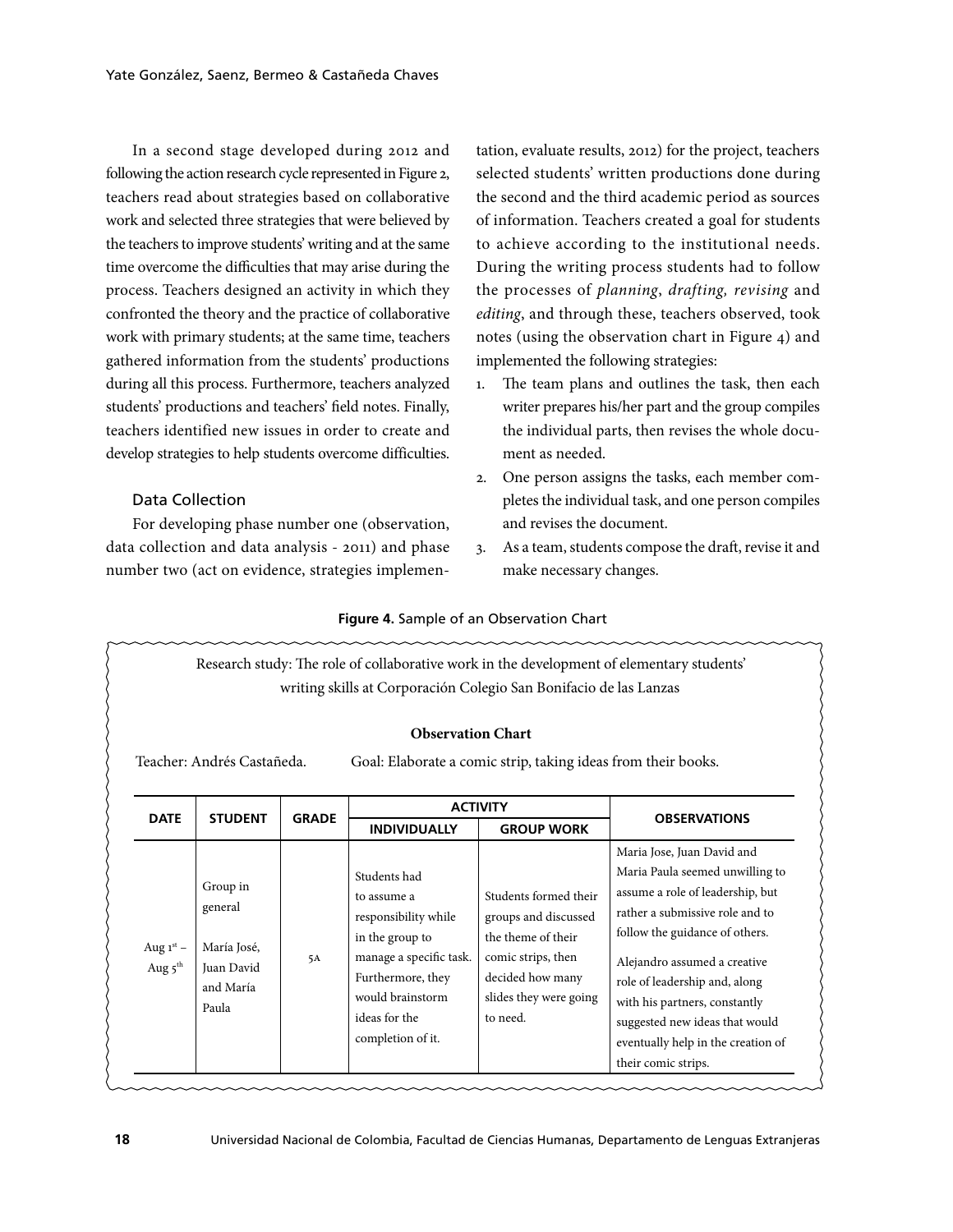In a second stage developed during 2012 and following the action research cycle represented in Figure 2, teachers read about strategies based on collaborative work and selected three strategies that were believed by the teachers to improve students' writing and at the same time overcome the difficulties that may arise during the process. Teachers designed an activity in which they confronted the theory and the practice of collaborative work with primary students; at the same time, teachers gathered information from the students' productions during all this process. Furthermore, teachers analyzed students' productions and teachers' field notes. Finally, teachers identified new issues in order to create and develop strategies to help students overcome difficulties.

### Data Collection

For developing phase number one (observation, data collection and data analysis - 2011) and phase number two (act on evidence, strategies implementation, evaluate results, 2012) for the project, teachers selected students' written productions done during the second and the third academic period as sources of information. Teachers created a goal for students to achieve according to the institutional needs. During the writing process students had to follow the processes of *planning*, *drafting, revising* and *editing*, and through these, teachers observed, took notes (using the observation chart in Figure 4) and implemented the following strategies:

1. The team plans and outlines the task, then each writer prepares his/her part and the group compiles the individual parts, then revises the whole document as needed.
2. One person assigns the tasks, each member completes the individual task, and one person compiles and revises the document.
3. As a team, students compose the draft, revise it and make necessary changes.

**Figure 4.** Sample of an Observation Chart

Research study: The role of collaborative work in the development of elementary students' writing skills at Corporación Colegio San Bonifacio de las Lanzas

**Observation Chart**

Teacher: Andrés Castañeda. Goal: Elaborate a comic strip, taking ideas from their books.

| DATE | STUDENT | GRADE | ACTIVITY | | OBSERVATIONS |
|---|---|---|---|---|---|
| | | | INDIVIDUALLY | GROUP WORK | |
| Aug 1st – Aug 5th | Group in general<br>María José, Juan David and María Paula | 5A | Students had to assume a responsibility while in the group to manage a specific task. Furthermore, they would brainstorm ideas for the completion of it. | Students formed their groups and discussed the theme of their comic strips, then decided how many slides they were going to need. | Maria Jose, Juan David and Maria Paula seemed unwilling to assume a role of leadership, but rather a submissive role and to follow the guidance of others.<br>Alejandro assumed a creative role of leadership and, along with his partners, constantly suggested new ideas that would eventually help in the creation of their comic strips. |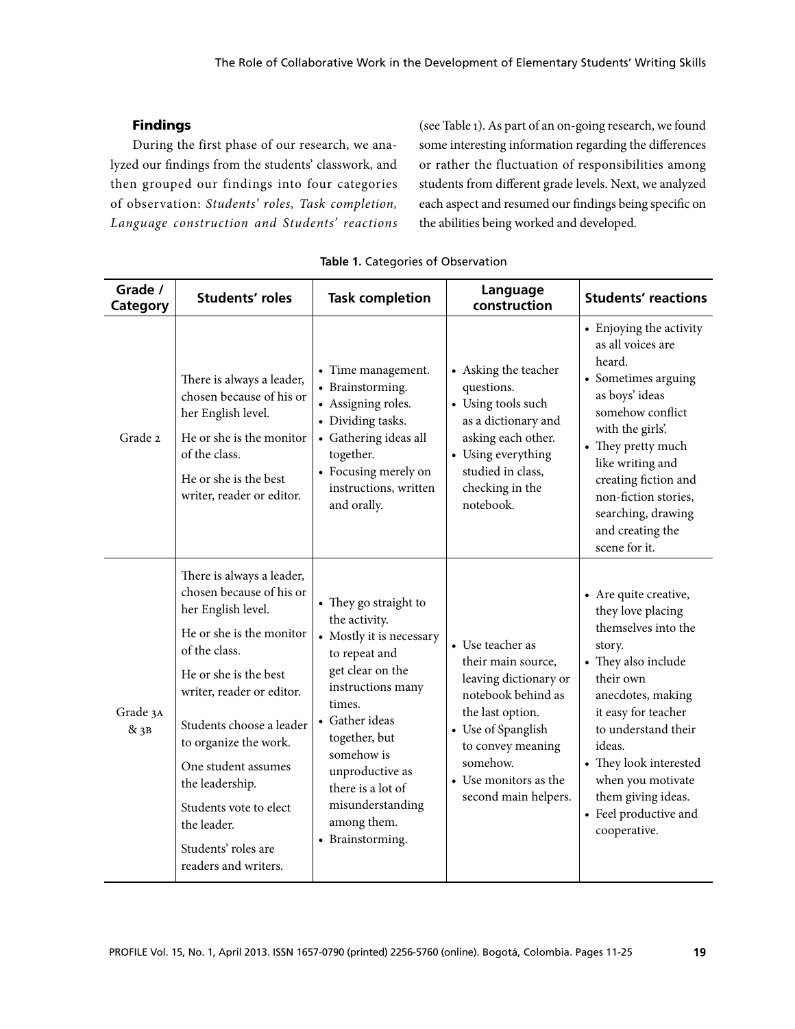### Findings

During the first phase of our research, we analyzed our findings from the students' classwork, and then grouped our findings into four categories of observation: *Students' roles, Task completion, Language construction and Students' reactions* (see Table 1). As part of an on-going research, we found some interesting information regarding the differences or rather the fluctuation of responsibilities among students from different grade levels. Next, we analyzed each aspect and resumed our findings being specific on the abilities being worked and developed.

**Table 1.** Categories of Observation

| Grade / Category | Students' roles | Task completion | Language construction | Students' reactions |
|---|---|---|---|---|
| Grade 2 | There is always a leader, chosen because of his or her English level.<br>He or she is the monitor of the class.<br>He or she is the best writer, reader or editor. | • Time management.<br>• Brainstorming.<br>• Assigning roles.<br>• Dividing tasks.<br>• Gathering ideas all together.<br>• Focusing merely on instructions, written and orally. | • Asking the teacher questions.<br>• Using tools such as a dictionary and asking each other.<br>• Using everything studied in class, checking in the notebook. | • Enjoying the activity as all voices are heard.<br>• Sometimes arguing as boys' ideas somehow conflict with the girls'.<br>• They pretty much like writing and creating fiction and non-fiction stories, searching, drawing and creating the scene for it. |
| Grade 3A & 3B | There is always a leader, chosen because of his or her English level.<br>He or she is the monitor of the class.<br>He or she is the best writer, reader or editor.<br>Students choose a leader to organize the work.<br>One student assumes the leadership.<br>Students vote to elect the leader.<br>Students' roles are readers and writers. | • They go straight to the activity.<br>• Mostly it is necessary to repeat and get clear on the instructions many times.<br>• Gather ideas together, but somehow is unproductive as there is a lot of misunderstanding among them.<br>• Brainstorming. | • Use teacher as their main source, leaving dictionary or notebook behind as the last option.<br>• Use of Spanglish to convey meaning somehow.<br>• Use monitors as the second main helpers. | • Are quite creative, they love placing themselves into the story.<br>• They also include their own anecdotes, making it easy for teacher to understand their ideas.<br>• They look interested when you motivate them giving ideas.<br>• Feel productive and cooperative. |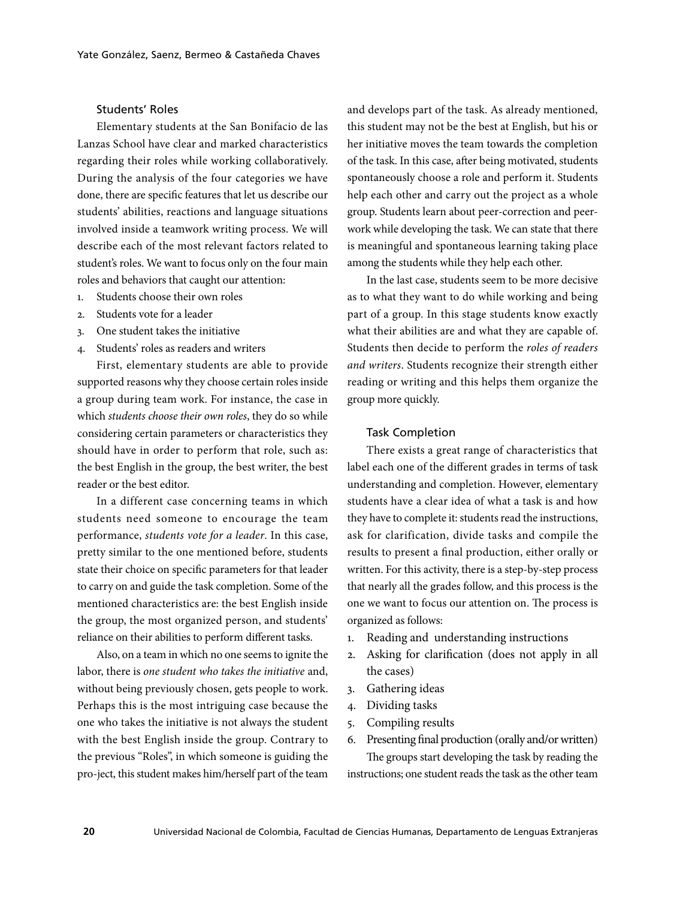### Students' Roles

Elementary students at the San Bonifacio de las Lanzas School have clear and marked characteristics regarding their roles while working collaboratively. During the analysis of the four categories we have done, there are specific features that let us describe our students' abilities, reactions and language situations involved inside a teamwork writing process. We will describe each of the most relevant factors related to student's roles. We want to focus only on the four main roles and behaviors that caught our attention:

1. Students choose their own roles
2. Students vote for a leader
3. One student takes the initiative
4. Students' roles as readers and writers

First, elementary students are able to provide supported reasons why they choose certain roles inside a group during team work. For instance, the case in which *students choose their own roles*, they do so while considering certain parameters or characteristics they should have in order to perform that role, such as: the best English in the group, the best writer, the best reader or the best editor.

In a different case concerning teams in which students need someone to encourage the team performance, *students vote for a leader*. In this case, pretty similar to the one mentioned before, students state their choice on specific parameters for that leader to carry on and guide the task completion. Some of the mentioned characteristics are: the best English inside the group, the most organized person, and students' reliance on their abilities to perform different tasks.

Also, on a team in which no one seems to ignite the labor, there is *one student who takes the initiative* and, without being previously chosen, gets people to work. Perhaps this is the most intriguing case because the one who takes the initiative is not always the student with the best English inside the group. Contrary to the previous "Roles", in which someone is guiding the pro-ject, this student makes him/herself part of the team and develops part of the task. As already mentioned, this student may not be the best at English, but his or her initiative moves the team towards the completion of the task. In this case, after being motivated, students spontaneously choose a role and perform it. Students help each other and carry out the project as a whole group. Students learn about peer-correction and peer-work while developing the task. We can state that there is meaningful and spontaneous learning taking place among the students while they help each other.

In the last case, students seem to be more decisive as to what they want to do while working and being part of a group. In this stage students know exactly what their abilities are and what they are capable of. Students then decide to perform the *roles of readers and writers*. Students recognize their strength either reading or writing and this helps them organize the group more quickly.

### Task Completion

There exists a great range of characteristics that label each one of the different grades in terms of task understanding and completion. However, elementary students have a clear idea of what a task is and how they have to complete it: students read the instructions, ask for clarification, divide tasks and compile the results to present a final production, either orally or written. For this activity, there is a step-by-step process that nearly all the grades follow, and this process is the one we want to focus our attention on. The process is organized as follows:

1. Reading and understanding instructions
2. Asking for clarification (does not apply in all the cases)
3. Gathering ideas
4. Dividing tasks
5. Compiling results
6. Presenting final production (orally and/or written)

The groups start developing the task by reading the instructions; one student reads the task as the other team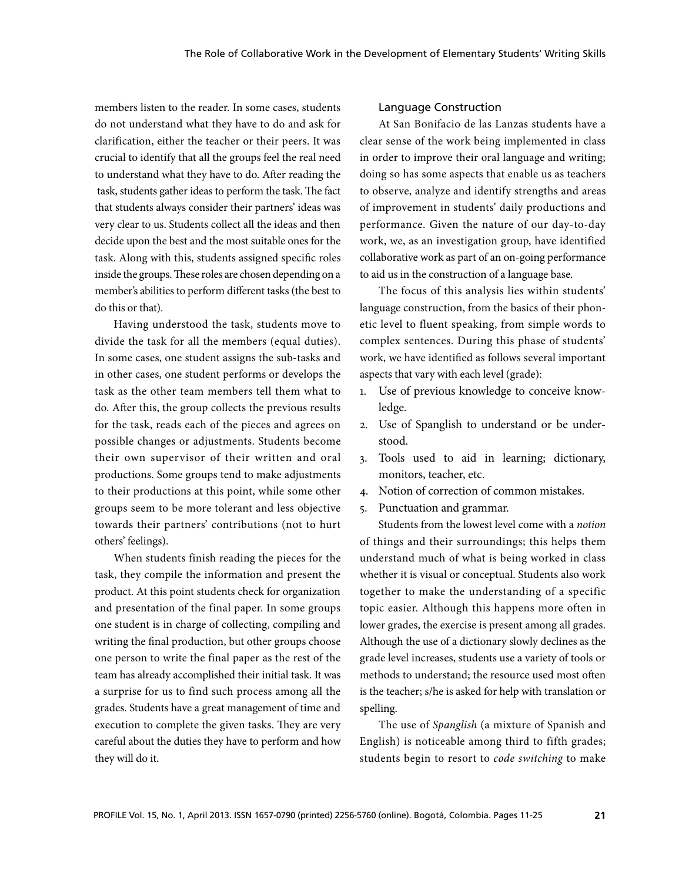members listen to the reader. In some cases, students do not understand what they have to do and ask for clarification, either the teacher or their peers. It was crucial to identify that all the groups feel the real need to understand what they have to do. After reading the task, students gather ideas to perform the task. The fact that students always consider their partners' ideas was very clear to us. Students collect all the ideas and then decide upon the best and the most suitable ones for the task. Along with this, students assigned specific roles inside the groups. These roles are chosen depending on a member's abilities to perform different tasks (the best to do this or that).

Having understood the task, students move to divide the task for all the members (equal duties). In some cases, one student assigns the sub-tasks and in other cases, one student performs or develops the task as the other team members tell them what to do. After this, the group collects the previous results for the task, reads each of the pieces and agrees on possible changes or adjustments. Students become their own supervisor of their written and oral productions. Some groups tend to make adjustments to their productions at this point, while some other groups seem to be more tolerant and less objective towards their partners' contributions (not to hurt others' feelings).

When students finish reading the pieces for the task, they compile the information and present the product. At this point students check for organization and presentation of the final paper. In some groups one student is in charge of collecting, compiling and writing the final production, but other groups choose one person to write the final paper as the rest of the team has already accomplished their initial task. It was a surprise for us to find such process among all the grades. Students have a great management of time and execution to complete the given tasks. They are very careful about the duties they have to perform and how they will do it.

### Language Construction

At San Bonifacio de las Lanzas students have a clear sense of the work being implemented in class in order to improve their oral language and writing; doing so has some aspects that enable us as teachers to observe, analyze and identify strengths and areas of improvement in students' daily productions and performance. Given the nature of our day-to-day work, we, as an investigation group, have identified collaborative work as part of an on-going performance to aid us in the construction of a language base.

The focus of this analysis lies within students' language construction, from the basics of their phonetic level to fluent speaking, from simple words to complex sentences. During this phase of students' work, we have identified as follows several important aspects that vary with each level (grade):

1. Use of previous knowledge to conceive knowledge.
2. Use of Spanglish to understand or be understood.
3. Tools used to aid in learning; dictionary, monitors, teacher, etc.
4. Notion of correction of common mistakes.
5. Punctuation and grammar.

Students from the lowest level come with a *notion* of things and their surroundings; this helps them understand much of what is being worked in class whether it is visual or conceptual. Students also work together to make the understanding of a specific topic easier. Although this happens more often in lower grades, the exercise is present among all grades. Although the use of a dictionary slowly declines as the grade level increases, students use a variety of tools or methods to understand; the resource used most often is the teacher; s/he is asked for help with translation or spelling.

The use of *Spanglish* (a mixture of Spanish and English) is noticeable among third to fifth grades; students begin to resort to *code switching* to make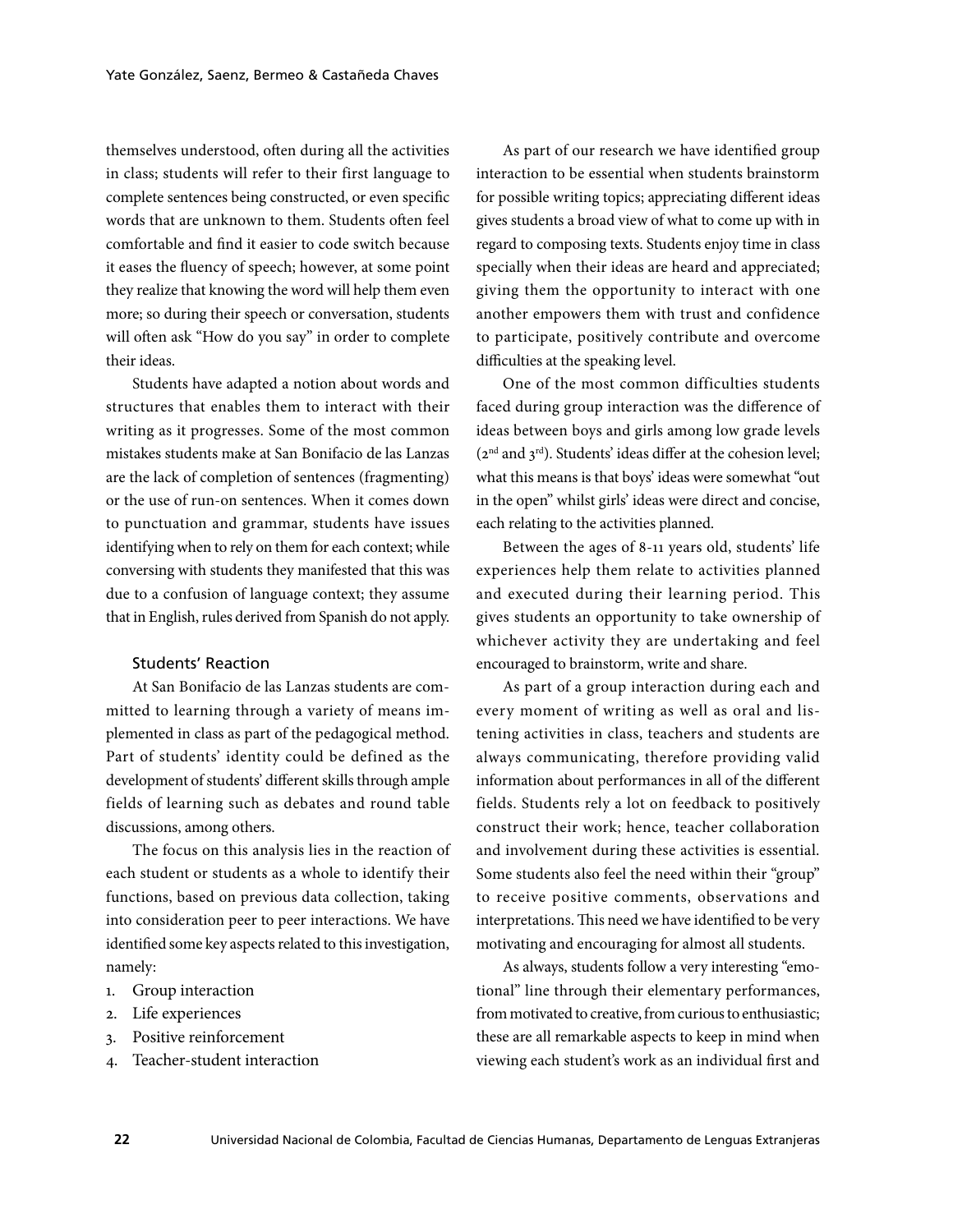themselves understood, often during all the activities in class; students will refer to their first language to complete sentences being constructed, or even specific words that are unknown to them. Students often feel comfortable and find it easier to code switch because it eases the fluency of speech; however, at some point they realize that knowing the word will help them even more; so during their speech or conversation, students will often ask "How do you say" in order to complete their ideas.

Students have adapted a notion about words and structures that enables them to interact with their writing as it progresses. Some of the most common mistakes students make at San Bonifacio de las Lanzas are the lack of completion of sentences (fragmenting) or the use of run-on sentences. When it comes down to punctuation and grammar, students have issues identifying when to rely on them for each context; while conversing with students they manifested that this was due to a confusion of language context; they assume that in English, rules derived from Spanish do not apply.

### Students' Reaction

At San Bonifacio de las Lanzas students are committed to learning through a variety of means implemented in class as part of the pedagogical method. Part of students' identity could be defined as the development of students' different skills through ample fields of learning such as debates and round table discussions, among others.

The focus on this analysis lies in the reaction of each student or students as a whole to identify their functions, based on previous data collection, taking into consideration peer to peer interactions. We have identified some key aspects related to this investigation, namely:

1. Group interaction
2. Life experiences
3. Positive reinforcement
4. Teacher-student interaction

As part of our research we have identified group interaction to be essential when students brainstorm for possible writing topics; appreciating different ideas gives students a broad view of what to come up with in regard to composing texts. Students enjoy time in class specially when their ideas are heard and appreciated; giving them the opportunity to interact with one another empowers them with trust and confidence to participate, positively contribute and overcome difficulties at the speaking level.

One of the most common difficulties students faced during group interaction was the difference of ideas between boys and girls among low grade levels (2nd and 3rd). Students' ideas differ at the cohesion level; what this means is that boys' ideas were somewhat "out in the open" whilst girls' ideas were direct and concise, each relating to the activities planned.

Between the ages of 8-11 years old, students' life experiences help them relate to activities planned and executed during their learning period. This gives students an opportunity to take ownership of whichever activity they are undertaking and feel encouraged to brainstorm, write and share.

As part of a group interaction during each and every moment of writing as well as oral and listening activities in class, teachers and students are always communicating, therefore providing valid information about performances in all of the different fields. Students rely a lot on feedback to positively construct their work; hence, teacher collaboration and involvement during these activities is essential. Some students also feel the need within their "group" to receive positive comments, observations and interpretations. This need we have identified to be very motivating and encouraging for almost all students.

As always, students follow a very interesting "emotional" line through their elementary performances, from motivated to creative, from curious to enthusiastic; these are all remarkable aspects to keep in mind when viewing each student's work as an individual first and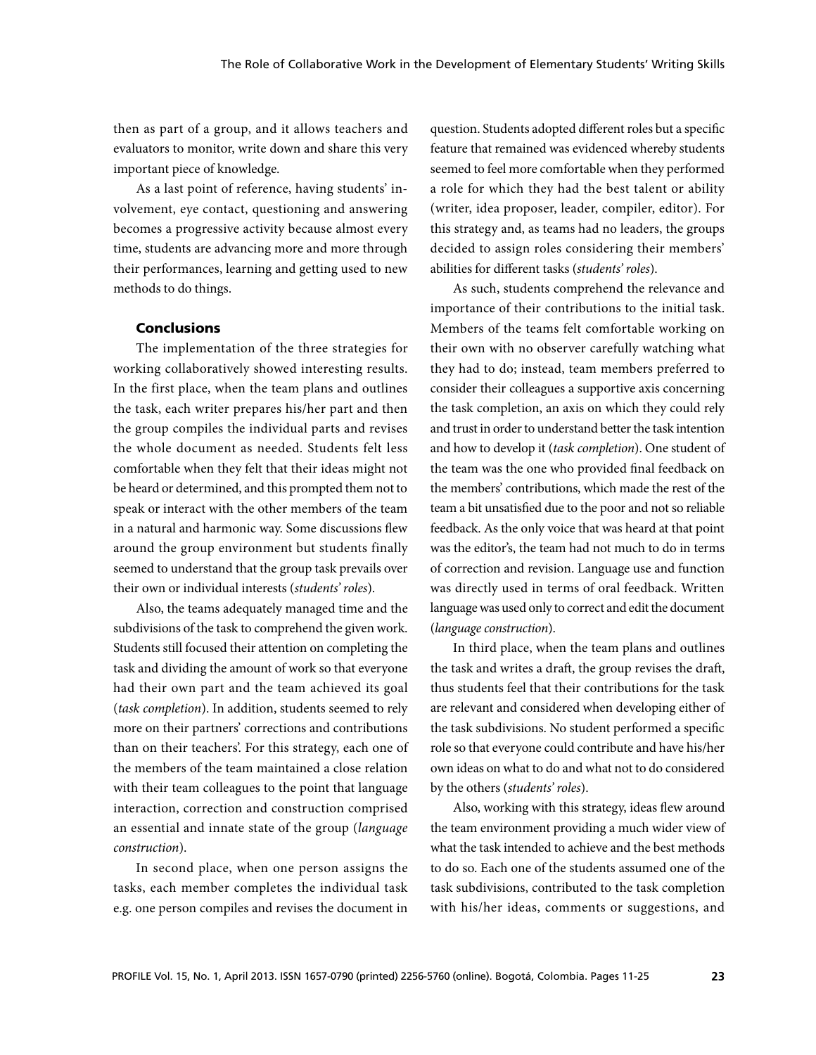then as part of a group, and it allows teachers and evaluators to monitor, write down and share this very important piece of knowledge.

As a last point of reference, having students' involvement, eye contact, questioning and answering becomes a progressive activity because almost every time, students are advancing more and more through their performances, learning and getting used to new methods to do things.

### Conclusions

The implementation of the three strategies for working collaboratively showed interesting results. In the first place, when the team plans and outlines the task, each writer prepares his/her part and then the group compiles the individual parts and revises the whole document as needed. Students felt less comfortable when they felt that their ideas might not be heard or determined, and this prompted them not to speak or interact with the other members of the team in a natural and harmonic way. Some discussions flew around the group environment but students finally seemed to understand that the group task prevails over their own or individual interests (*students' roles*).

Also, the teams adequately managed time and the subdivisions of the task to comprehend the given work. Students still focused their attention on completing the task and dividing the amount of work so that everyone had their own part and the team achieved its goal (*task completion*). In addition, students seemed to rely more on their partners' corrections and contributions than on their teachers'. For this strategy, each one of the members of the team maintained a close relation with their team colleagues to the point that language interaction, correction and construction comprised an essential and innate state of the group (*language construction*).

In second place, when one person assigns the tasks, each member completes the individual task e.g. one person compiles and revises the document in question. Students adopted different roles but a specific feature that remained was evidenced whereby students seemed to feel more comfortable when they performed a role for which they had the best talent or ability (writer, idea proposer, leader, compiler, editor). For this strategy and, as teams had no leaders, the groups decided to assign roles considering their members' abilities for different tasks (*students' roles*).

As such, students comprehend the relevance and importance of their contributions to the initial task. Members of the teams felt comfortable working on their own with no observer carefully watching what they had to do; instead, team members preferred to consider their colleagues a supportive axis concerning the task completion, an axis on which they could rely and trust in order to understand better the task intention and how to develop it (*task completion*). One student of the team was the one who provided final feedback on the members' contributions, which made the rest of the team a bit unsatisfied due to the poor and not so reliable feedback. As the only voice that was heard at that point was the editor's, the team had not much to do in terms of correction and revision. Language use and function was directly used in terms of oral feedback. Written language was used only to correct and edit the document (*language construction*).

In third place, when the team plans and outlines the task and writes a draft, the group revises the draft, thus students feel that their contributions for the task are relevant and considered when developing either of the task subdivisions. No student performed a specific role so that everyone could contribute and have his/her own ideas on what to do and what not to do considered by the others (*students' roles*).

Also, working with this strategy, ideas flew around the team environment providing a much wider view of what the task intended to achieve and the best methods to do so. Each one of the students assumed one of the task subdivisions, contributed to the task completion with his/her ideas, comments or suggestions, and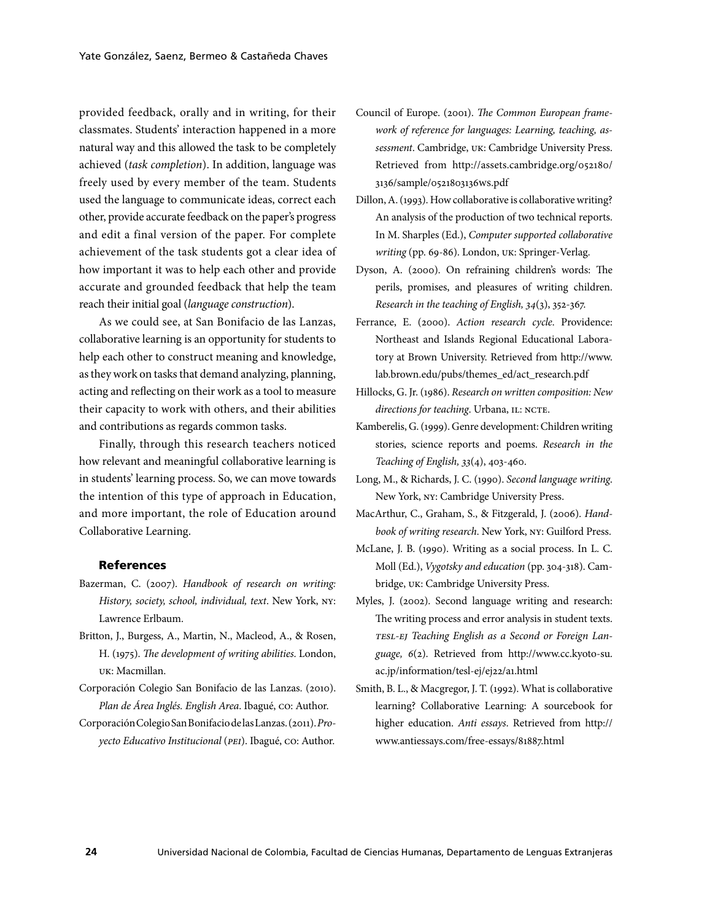provided feedback, orally and in writing, for their classmates. Students' interaction happened in a more natural way and this allowed the task to be completely achieved (*task completion*). In addition, language was freely used by every member of the team. Students used the language to communicate ideas, correct each other, provide accurate feedback on the paper's progress and edit a final version of the paper. For complete achievement of the task students got a clear idea of how important it was to help each other and provide accurate and grounded feedback that help the team reach their initial goal (*language construction*).

As we could see, at San Bonifacio de las Lanzas, collaborative learning is an opportunity for students to help each other to construct meaning and knowledge, as they work on tasks that demand analyzing, planning, acting and reflecting on their work as a tool to measure their capacity to work with others, and their abilities and contributions as regards common tasks.

Finally, through this research teachers noticed how relevant and meaningful collaborative learning is in students' learning process. So, we can move towards the intention of this type of approach in Education, and more important, the role of Education around Collaborative Learning.

## References

Bazerman, C. (2007). *Handbook of research on writing: History, society, school, individual, text*. New York, NY: Lawrence Erlbaum.

Britton, J., Burgess, A., Martin, N., Macleod, A., & Rosen, H. (1975). *The development of writing abilities*. London, UK: Macmillan.

Corporación Colegio San Bonifacio de las Lanzas. (2010). *Plan de Área Inglés. English Area*. Ibagué, CO: Author.

Corporación Colegio San Bonifacio de las Lanzas. (2011). *Proyecto Educativo Institucional* (*PEI*). Ibagué, CO: Author.

Council of Europe. (2001). *The Common European framework of reference for languages: Learning, teaching, assessment*. Cambridge, UK: Cambridge University Press. Retrieved from http://assets.cambridge.org/052180/3136/sample/0521803136ws.pdf

Dillon, A. (1993). How collaborative is collaborative writing? An analysis of the production of two technical reports. In M. Sharples (Ed.), *Computer supported collaborative writing* (pp. 69-86). London, UK: Springer-Verlag.

Dyson, A. (2000). On refraining children's words: The perils, promises, and pleasures of writing children. *Research in the teaching of English, 34*(3), 352-367.

Ferrance, E. (2000). *Action research cycle*. Providence: Northeast and Islands Regional Educational Laboratory at Brown University. Retrieved from http://www.lab.brown.edu/pubs/themes_ed/act_research.pdf

Hillocks, G. Jr. (1986). *Research on written composition: New directions for teaching*. Urbana, IL: NCTE.

Kamberelis, G. (1999). Genre development: Children writing stories, science reports and poems. *Research in the Teaching of English, 33*(4), 403-460.

Long, M., & Richards, J. C. (1990). *Second language writing*. New York, NY: Cambridge University Press.

MacArthur, C., Graham, S., & Fitzgerald, J. (2006). *Handbook of writing research*. New York, NY: Guilford Press.

McLane, J. B. (1990). Writing as a social process. In L. C. Moll (Ed.), *Vygotsky and education* (pp. 304-318). Cambridge, UK: Cambridge University Press.

Myles, J. (2002). Second language writing and research: The writing process and error analysis in student texts. *TESL-EJ Teaching English as a Second or Foreign Language, 6*(2). Retrieved from http://www.cc.kyoto-su.ac.jp/information/tesl-ej/ej22/a1.html

Smith, B. L., & Macgregor, J. T. (1992). What is collaborative learning? Collaborative Learning: A sourcebook for higher education. *Anti essays*. Retrieved from http://www.antiessays.com/free-essays/81887.html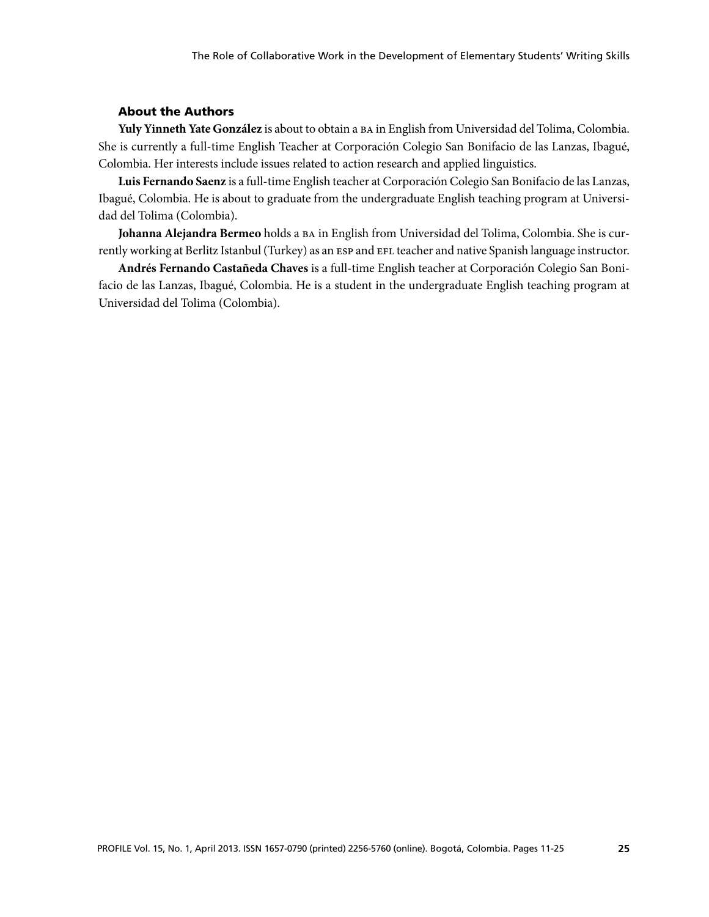### About the Authors

**Yuly Yinneth Yate González** is about to obtain a BA in English from Universidad del Tolima, Colombia. She is currently a full-time English Teacher at Corporación Colegio San Bonifacio de las Lanzas, Ibagué, Colombia. Her interests include issues related to action research and applied linguistics.

**Luis Fernando Saenz** is a full-time English teacher at Corporación Colegio San Bonifacio de las Lanzas, Ibagué, Colombia. He is about to graduate from the undergraduate English teaching program at Universidad del Tolima (Colombia).

**Johanna Alejandra Bermeo** holds a BA in English from Universidad del Tolima, Colombia. She is currently working at Berlitz Istanbul (Turkey) as an ESP and EFL teacher and native Spanish language instructor.

**Andrés Fernando Castañeda Chaves** is a full-time English teacher at Corporación Colegio San Bonifacio de las Lanzas, Ibagué, Colombia. He is a student in the undergraduate English teaching program at Universidad del Tolima (Colombia).